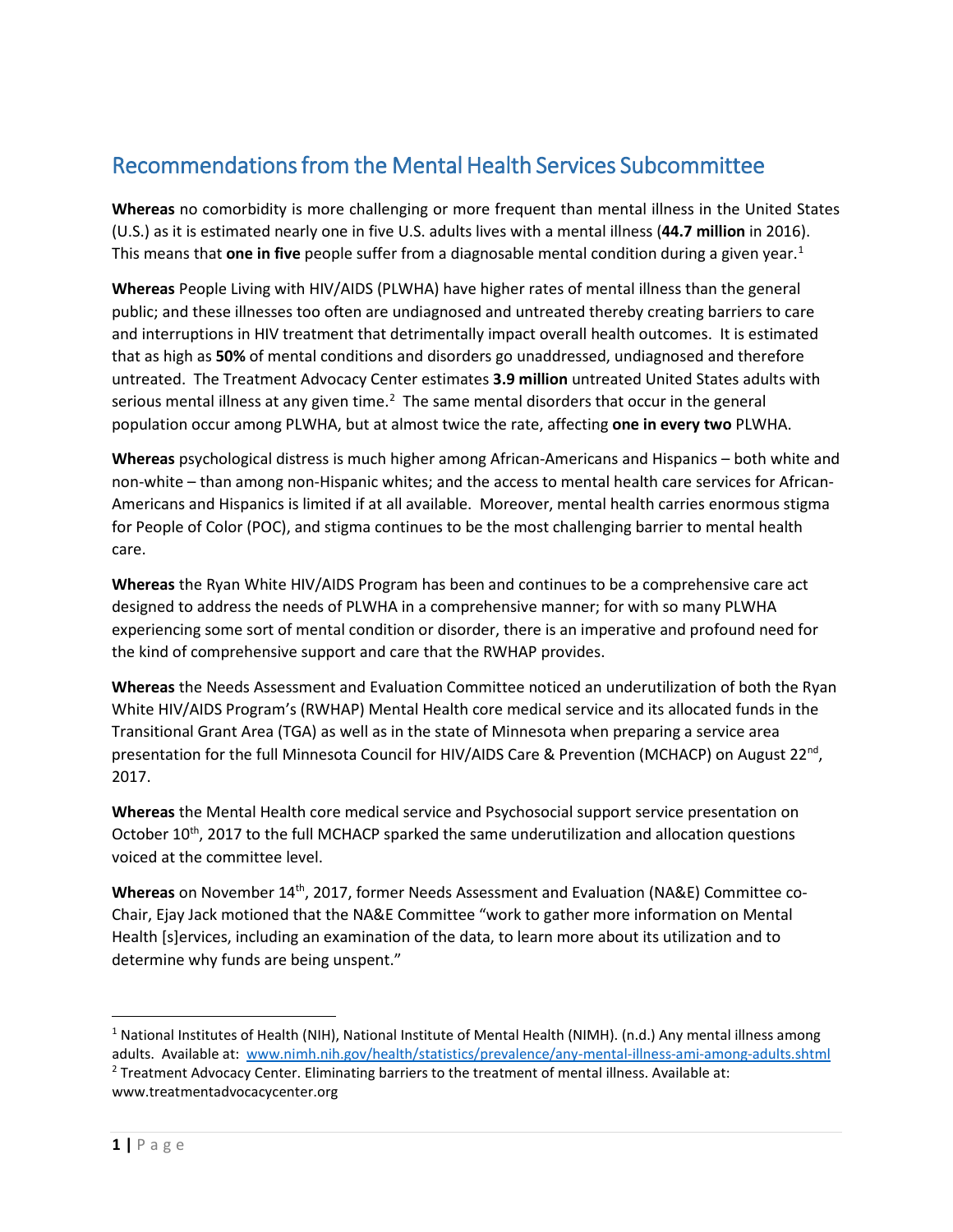# Recommendations from the Mental Health Services Subcommittee

**Whereas** no comorbidity is more challenging or more frequent than mental illness in the United States (U.S.) as it is estimated nearly one in five U.S. adults lives with a mental illness (**44.7 million** in 2016). This means that **one in five** people suffer from a diagnosable mental condition during a given year.[1]

**Whereas** People Living with HIV/AIDS (PLWHA) have higher rates of mental illness than the general public; and these illnesses too often are undiagnosed and untreated thereby creating barriers to care and interruptions in HIV treatment that detrimentally impact overall health outcomes. It is estimated that as high as **50%** of mental conditions and disorders go unaddressed, undiagnosed and therefore untreated. The Treatment Advocacy Center estimates **3.9 million** untreated United States adults with serious mental illness at any given time.[2] The same mental disorders that occur in the general population occur among PLWHA, but at almost twice the rate, affecting **one in every two** PLWHA.

**Whereas** psychological distress is much higher among African-Americans and Hispanics – both white and non-white – than among non-Hispanic whites; and the access to mental health care services for African-Americans and Hispanics is limited if at all available. Moreover, mental health carries enormous stigma for People of Color (POC), and stigma continues to be the most challenging barrier to mental health care.

**Whereas** the Ryan White HIV/AIDS Program has been and continues to be a comprehensive care act designed to address the needs of PLWHA in a comprehensive manner; for with so many PLWHA experiencing some sort of mental condition or disorder, there is an imperative and profound need for the kind of comprehensive support and care that the RWHAP provides.

**Whereas** the Needs Assessment and Evaluation Committee noticed an underutilization of both the Ryan White HIV/AIDS Program's (RWHAP) Mental Health core medical service and its allocated funds in the Transitional Grant Area (TGA) as well as in the state of Minnesota when preparing a service area presentation for the full Minnesota Council for HIV/AIDS Care & Prevention (MCHACP) on August 22nd, 2017.

**Whereas** the Mental Health core medical service and Psychosocial support service presentation on October 10th, 2017 to the full MCHACP sparked the same underutilization and allocation questions voiced at the committee level.

**Whereas** on November 14th, 2017, former Needs Assessment and Evaluation (NA&E) Committee co-Chair, Ejay Jack motioned that the NA&E Committee "work to gather more information on Mental Health [s]ervices, including an examination of the data, to learn more about its utilization and to determine why funds are being unspent."

---

[1] National Institutes of Health (NIH), National Institute of Mental Health (NIMH). (n.d.) Any mental illness among adults. Available at: www.nimh.nih.gov/health/statistics/prevalence/any-mental-illness-ami-among-adults.shtml

[2] Treatment Advocacy Center. Eliminating barriers to the treatment of mental illness. Available at: www.treatmentadvocacycenter.org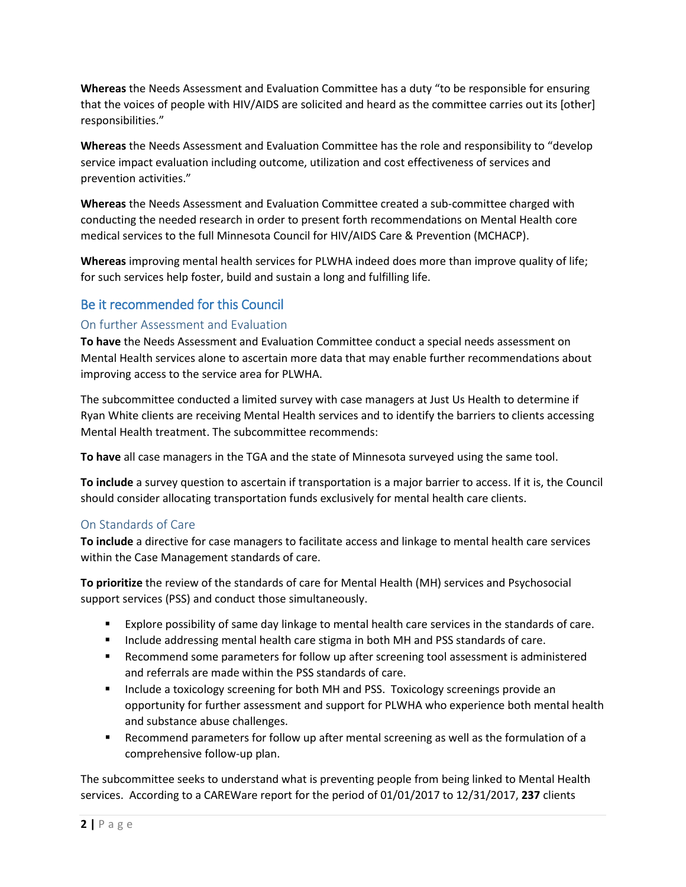**Whereas** the Needs Assessment and Evaluation Committee has a duty “to be responsible for ensuring that the voices of people with HIV/AIDS are solicited and heard as the committee carries out its [other] responsibilities.”

**Whereas** the Needs Assessment and Evaluation Committee has the role and responsibility to “develop service impact evaluation including outcome, utilization and cost effectiveness of services and prevention activities.”

**Whereas** the Needs Assessment and Evaluation Committee created a sub-committee charged with conducting the needed research in order to present forth recommendations on Mental Health core medical services to the full Minnesota Council for HIV/AIDS Care & Prevention (MCHACP).

**Whereas** improving mental health services for PLWHA indeed does more than improve quality of life; for such services help foster, build and sustain a long and fulfilling life.

## Be it recommended for this Council

### On further Assessment and Evaluation

**To have** the Needs Assessment and Evaluation Committee conduct a special needs assessment on Mental Health services alone to ascertain more data that may enable further recommendations about improving access to the service area for PLWHA.

The subcommittee conducted a limited survey with case managers at Just Us Health to determine if Ryan White clients are receiving Mental Health services and to identify the barriers to clients accessing Mental Health treatment. The subcommittee recommends:

**To have** all case managers in the TGA and the state of Minnesota surveyed using the same tool.

**To include** a survey question to ascertain if transportation is a major barrier to access. If it is, the Council should consider allocating transportation funds exclusively for mental health care clients.

### On Standards of Care

**To include** a directive for case managers to facilitate access and linkage to mental health care services within the Case Management standards of care.

**To prioritize** the review of the standards of care for Mental Health (MH) services and Psychosocial support services (PSS) and conduct those simultaneously.

- Explore possibility of same day linkage to mental health care services in the standards of care.
- Include addressing mental health care stigma in both MH and PSS standards of care.
- Recommend some parameters for follow up after screening tool assessment is administered and referrals are made within the PSS standards of care.
- Include a toxicology screening for both MH and PSS. Toxicology screenings provide an opportunity for further assessment and support for PLWHA who experience both mental health and substance abuse challenges.
- Recommend parameters for follow up after mental screening as well as the formulation of a comprehensive follow-up plan.

The subcommittee seeks to understand what is preventing people from being linked to Mental Health services. According to a CAREWare report for the period of 01/01/2017 to 12/31/2017, **237** clients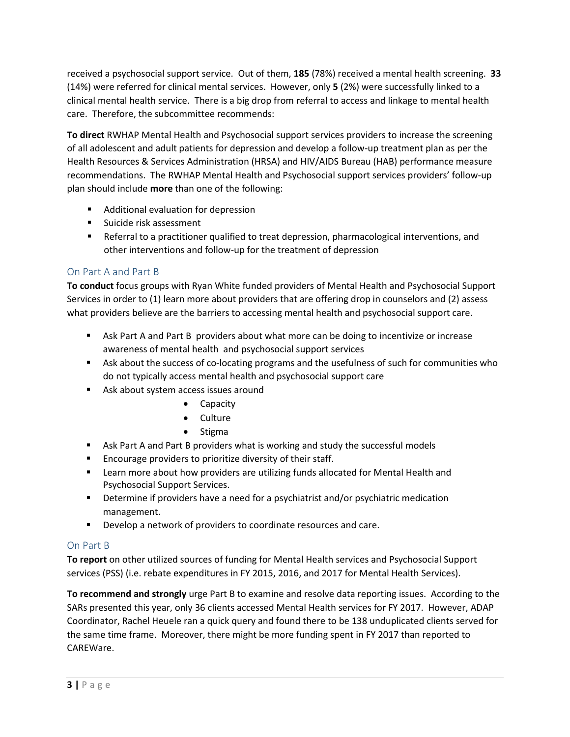received a psychosocial support service. Out of them, **185** (78%) received a mental health screening. **33** (14%) were referred for clinical mental services. However, only **5** (2%) were successfully linked to a clinical mental health service. There is a big drop from referral to access and linkage to mental health care. Therefore, the subcommittee recommends:

**To direct** RWHAP Mental Health and Psychosocial support services providers to increase the screening of all adolescent and adult patients for depression and develop a follow-up treatment plan as per the Health Resources & Services Administration (HRSA) and HIV/AIDS Bureau (HAB) performance measure recommendations. The RWHAP Mental Health and Psychosocial support services providers' follow-up plan should include **more** than one of the following:

- Additional evaluation for depression
- Suicide risk assessment
- Referral to a practitioner qualified to treat depression, pharmacological interventions, and other interventions and follow-up for the treatment of depression

## On Part A and Part B

**To conduct** focus groups with Ryan White funded providers of Mental Health and Psychosocial Support Services in order to (1) learn more about providers that are offering drop in counselors and (2) assess what providers believe are the barriers to accessing mental health and psychosocial support care.

- Ask Part A and Part B providers about what more can be doing to incentivize or increase awareness of mental health and psychosocial support services
- Ask about the success of co-locating programs and the usefulness of such for communities who do not typically access mental health and psychosocial support care
- Ask about system access issues around
    - Capacity
    - Culture
    - Stigma
- Ask Part A and Part B providers what is working and study the successful models
- Encourage providers to prioritize diversity of their staff.
- Learn more about how providers are utilizing funds allocated for Mental Health and Psychosocial Support Services.
- Determine if providers have a need for a psychiatrist and/or psychiatric medication management.
- Develop a network of providers to coordinate resources and care.

## On Part B

**To report** on other utilized sources of funding for Mental Health services and Psychosocial Support services (PSS) (i.e. rebate expenditures in FY 2015, 2016, and 2017 for Mental Health Services).

**To recommend and strongly** urge Part B to examine and resolve data reporting issues. According to the SARs presented this year, only 36 clients accessed Mental Health services for FY 2017. However, ADAP Coordinator, Rachel Heuele ran a quick query and found there to be 138 unduplicated clients served for the same time frame. Moreover, there might be more funding spent in FY 2017 than reported to CAREWare.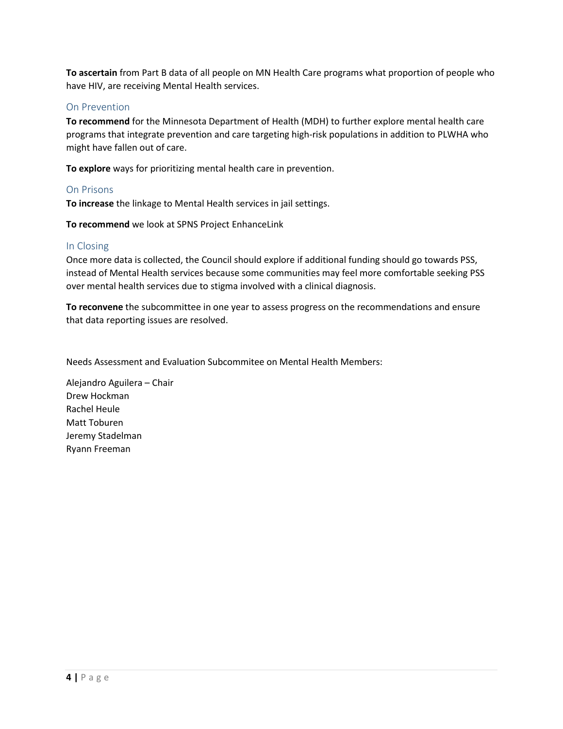**To ascertain** from Part B data of all people on MN Health Care programs what proportion of people who have HIV, are receiving Mental Health services.

## On Prevention

**To recommend** for the Minnesota Department of Health (MDH) to further explore mental health care programs that integrate prevention and care targeting high-risk populations in addition to PLWHA who might have fallen out of care.

**To explore** ways for prioritizing mental health care in prevention.

## On Prisons

**To increase** the linkage to Mental Health services in jail settings.

**To recommend** we look at SPNS Project EnhanceLink

## In Closing

Once more data is collected, the Council should explore if additional funding should go towards PSS, instead of Mental Health services because some communities may feel more comfortable seeking PSS over mental health services due to stigma involved with a clinical diagnosis.

**To reconvene** the subcommittee in one year to assess progress on the recommendations and ensure that data reporting issues are resolved.

Needs Assessment and Evaluation Subcommitee on Mental Health Members:

Alejandro Aguilera – Chair
Drew Hockman
Rachel Heule
Matt Toburen
Jeremy Stadelman
Ryann Freeman